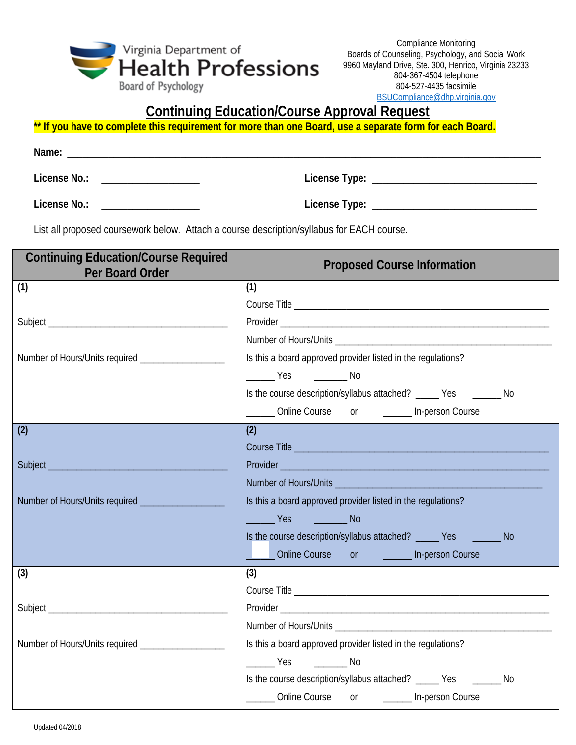Virginia Department of
Health Professions
Board of Psychology

Compliance Monitoring
Boards of Counseling, Psychology, and Social Work
9960 Mayland Drive, Ste. 300, Henrico, Virginia 23233
804-367-4504 telephone
804-527-4435 facsimile
BSUCompliance@dhp.virginia.gov

# Continuing Education/Course Approval Request

**\*\* If you have to complete this requirement for more than one Board, use a separate form for each Board.**

**Name:** ______________________________________________________________________________

**License No.:** __________________ **License Type:** ______________________________

**License No.:** __________________ **License Type:** ______________________________

List all proposed coursework below. Attach a course description/syllabus for EACH course.

| Continuing Education/Course Required Per Board Order | Proposed Course Information |
|---|---|
| **(1)**<br><br>Subject ___________________________________<br><br>Number of Hours/Units required ________________ | **(1)**<br>Course Title ______________________________________________<br>Provider _________________________________________________<br>Number of Hours/Units ______________________________________<br>Is this a board approved provider listed in the regulations?<br>______ Yes _______ No<br>Is the course description/syllabus attached? _____ Yes ______ No<br>______ Online Course or ______ In-person Course |
| **(2)**<br><br>Subject ___________________________________<br><br>Number of Hours/Units required ________________ | **(2)**<br>Course Title ______________________________________________<br>Provider _________________________________________________<br>Number of Hours/Units ______________________________________<br>Is this a board approved provider listed in the regulations?<br>______ Yes _______ No<br>Is the course description/syllabus attached? _____ Yes ______ No<br>______ Online Course or ______ In-person Course |
| **(3)**<br><br>Subject ___________________________________<br><br>Number of Hours/Units required ________________ | **(3)**<br>Course Title ______________________________________________<br>Provider _________________________________________________<br>Number of Hours/Units ______________________________________<br>Is this a board approved provider listed in the regulations?<br>______ Yes _______ No<br>Is the course description/syllabus attached? _____ Yes ______ No<br>______ Online Course or ______ In-person Course |

Updated 04/2018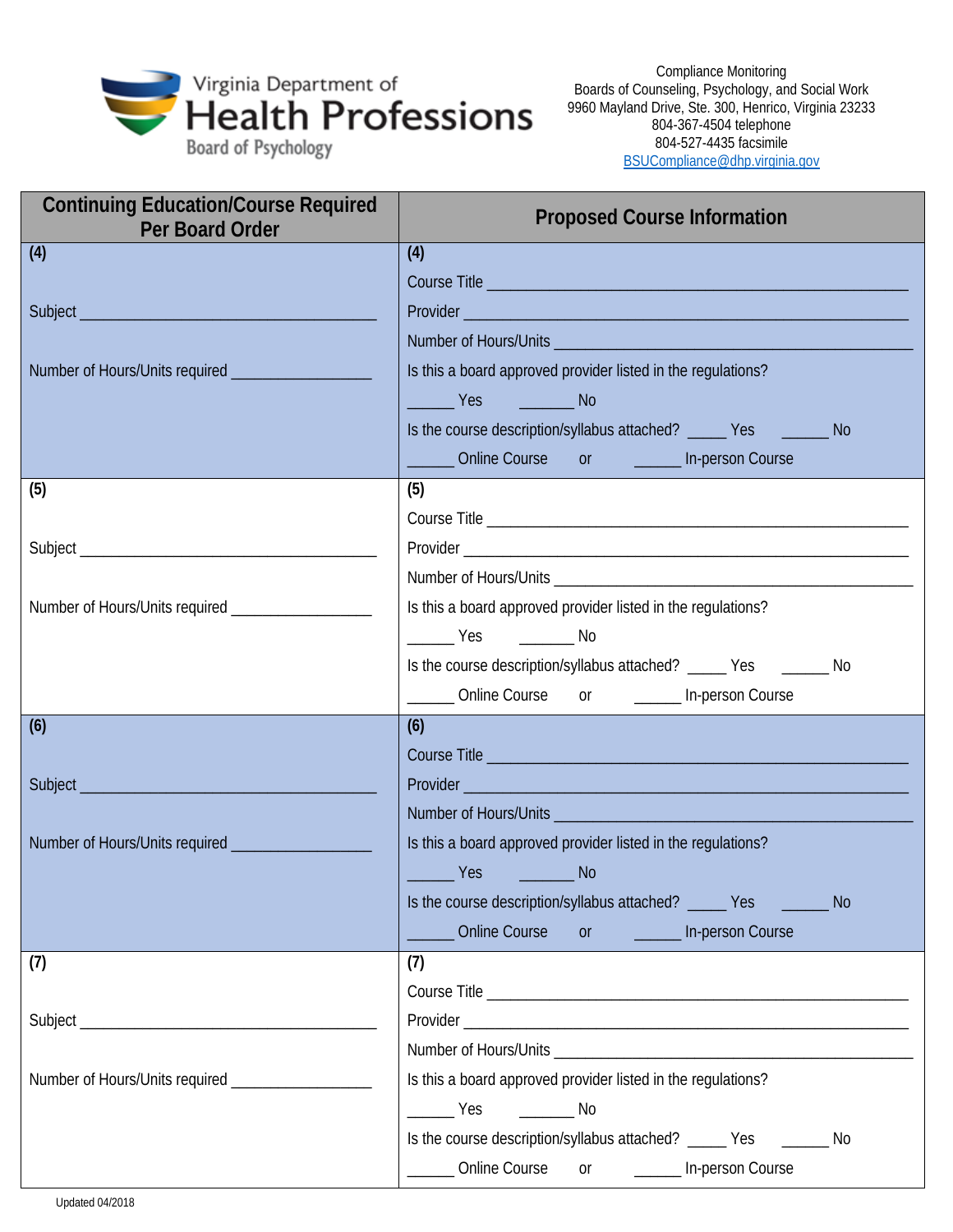Virginia Department of
Health Professions
Board of Psychology

Compliance Monitoring
Boards of Counseling, Psychology, and Social Work
9960 Mayland Drive, Ste. 300, Henrico, Virginia 23233
804-367-4504 telephone
804-527-4435 facsimile
BSUCompliance@dhp.virginia.gov

| Continuing Education/Course Required Per Board Order | Proposed Course Information |
|---|---|
| **(4)**<br><br>Subject \_\_\_\_\_\_\_\_\_\_\_\_\_\_\_\_\_\_\_\_\_\_\_\_\_\_\_\_\_\_\_\_\_\_\_\_\_<br><br>Number of Hours/Units required \_\_\_\_\_\_\_\_\_\_\_\_\_\_\_\_\_ | **(4)**<br>Course Title \_\_\_\_\_\_\_\_\_\_\_\_\_\_\_\_\_\_\_\_\_\_\_\_\_\_\_\_\_\_\_\_\_\_\_\_\_\_\_\_\_\_\_\_\_\_\_\_\_\_<br>Provider \_\_\_\_\_\_\_\_\_\_\_\_\_\_\_\_\_\_\_\_\_\_\_\_\_\_\_\_\_\_\_\_\_\_\_\_\_\_\_\_\_\_\_\_\_\_\_\_\_\_\_\_\_\_<br>Number of Hours/Units \_\_\_\_\_\_\_\_\_\_\_\_\_\_\_\_\_\_\_\_\_\_\_\_\_\_\_\_\_\_\_\_\_\_\_\_\_\_\_\_\_\_\_<br>Is this a board approved provider listed in the regulations?<br>\_\_\_\_\_\_ Yes \_\_\_\_\_\_\_ No<br>Is the course description/syllabus attached? \_\_\_\_\_ Yes \_\_\_\_\_\_ No<br>\_\_\_\_\_\_ Online Course or \_\_\_\_\_\_ In-person Course |
| **(5)**<br><br>Subject \_\_\_\_\_\_\_\_\_\_\_\_\_\_\_\_\_\_\_\_\_\_\_\_\_\_\_\_\_\_\_\_\_\_\_\_\_<br><br>Number of Hours/Units required \_\_\_\_\_\_\_\_\_\_\_\_\_\_\_\_\_ | **(5)**<br>Course Title \_\_\_\_\_\_\_\_\_\_\_\_\_\_\_\_\_\_\_\_\_\_\_\_\_\_\_\_\_\_\_\_\_\_\_\_\_\_\_\_\_\_\_\_\_\_\_\_\_\_<br>Provider \_\_\_\_\_\_\_\_\_\_\_\_\_\_\_\_\_\_\_\_\_\_\_\_\_\_\_\_\_\_\_\_\_\_\_\_\_\_\_\_\_\_\_\_\_\_\_\_\_\_\_\_\_\_<br>Number of Hours/Units \_\_\_\_\_\_\_\_\_\_\_\_\_\_\_\_\_\_\_\_\_\_\_\_\_\_\_\_\_\_\_\_\_\_\_\_\_\_\_\_\_\_\_<br>Is this a board approved provider listed in the regulations?<br>\_\_\_\_\_\_ Yes \_\_\_\_\_\_\_ No<br>Is the course description/syllabus attached? \_\_\_\_\_ Yes \_\_\_\_\_\_ No<br>\_\_\_\_\_\_ Online Course or \_\_\_\_\_\_ In-person Course |
| **(6)**<br><br>Subject \_\_\_\_\_\_\_\_\_\_\_\_\_\_\_\_\_\_\_\_\_\_\_\_\_\_\_\_\_\_\_\_\_\_\_\_\_<br><br>Number of Hours/Units required \_\_\_\_\_\_\_\_\_\_\_\_\_\_\_\_\_ | **(6)**<br>Course Title \_\_\_\_\_\_\_\_\_\_\_\_\_\_\_\_\_\_\_\_\_\_\_\_\_\_\_\_\_\_\_\_\_\_\_\_\_\_\_\_\_\_\_\_\_\_\_\_\_\_<br>Provider \_\_\_\_\_\_\_\_\_\_\_\_\_\_\_\_\_\_\_\_\_\_\_\_\_\_\_\_\_\_\_\_\_\_\_\_\_\_\_\_\_\_\_\_\_\_\_\_\_\_\_\_\_\_<br>Number of Hours/Units \_\_\_\_\_\_\_\_\_\_\_\_\_\_\_\_\_\_\_\_\_\_\_\_\_\_\_\_\_\_\_\_\_\_\_\_\_\_\_\_\_\_\_<br>Is this a board approved provider listed in the regulations?<br>\_\_\_\_\_\_ Yes \_\_\_\_\_\_\_ No<br>Is the course description/syllabus attached? \_\_\_\_\_ Yes \_\_\_\_\_\_ No<br>\_\_\_\_\_\_ Online Course or \_\_\_\_\_\_ In-person Course |
| **(7)**<br><br>Subject \_\_\_\_\_\_\_\_\_\_\_\_\_\_\_\_\_\_\_\_\_\_\_\_\_\_\_\_\_\_\_\_\_\_\_\_\_<br><br>Number of Hours/Units required \_\_\_\_\_\_\_\_\_\_\_\_\_\_\_\_\_ | **(7)**<br>Course Title \_\_\_\_\_\_\_\_\_\_\_\_\_\_\_\_\_\_\_\_\_\_\_\_\_\_\_\_\_\_\_\_\_\_\_\_\_\_\_\_\_\_\_\_\_\_\_\_\_\_<br>Provider \_\_\_\_\_\_\_\_\_\_\_\_\_\_\_\_\_\_\_\_\_\_\_\_\_\_\_\_\_\_\_\_\_\_\_\_\_\_\_\_\_\_\_\_\_\_\_\_\_\_\_\_\_\_<br>Number of Hours/Units \_\_\_\_\_\_\_\_\_\_\_\_\_\_\_\_\_\_\_\_\_\_\_\_\_\_\_\_\_\_\_\_\_\_\_\_\_\_\_\_\_\_\_<br>Is this a board approved provider listed in the regulations?<br>\_\_\_\_\_\_ Yes \_\_\_\_\_\_\_ No<br>Is the course description/syllabus attached? \_\_\_\_\_ Yes \_\_\_\_\_\_ No<br>\_\_\_\_\_\_ Online Course or \_\_\_\_\_\_ In-person Course |

Updated 04/2018